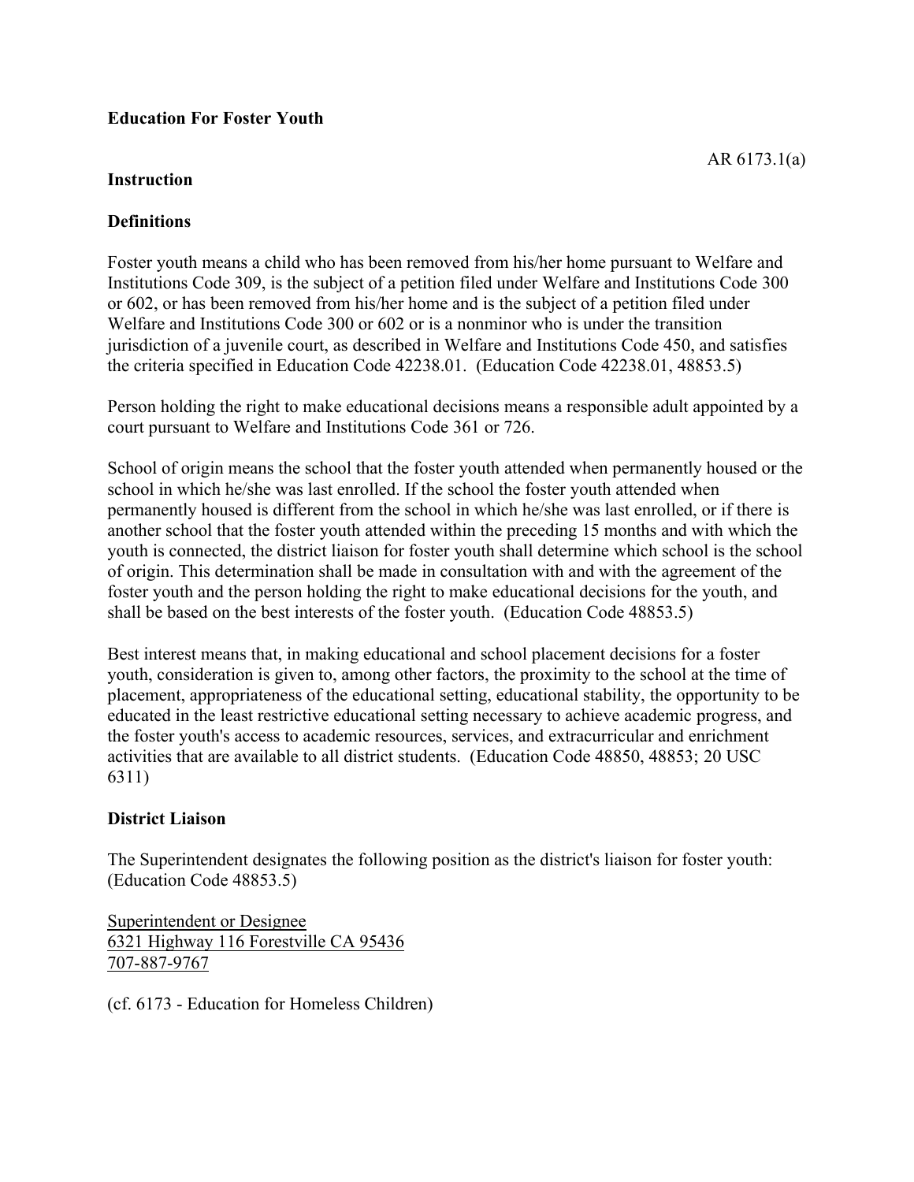**Education For Foster Youth**

AR 6173.1(a)

**Instruction**

**Definitions**

Foster youth means a child who has been removed from his/her home pursuant to Welfare and Institutions Code 309, is the subject of a petition filed under Welfare and Institutions Code 300 or 602, or has been removed from his/her home and is the subject of a petition filed under Welfare and Institutions Code 300 or 602 or is a nonminor who is under the transition jurisdiction of a juvenile court, as described in Welfare and Institutions Code 450, and satisfies the criteria specified in Education Code 42238.01. (Education Code 42238.01, 48853.5)

Person holding the right to make educational decisions means a responsible adult appointed by a court pursuant to Welfare and Institutions Code 361 or 726.

School of origin means the school that the foster youth attended when permanently housed or the school in which he/she was last enrolled. If the school the foster youth attended when permanently housed is different from the school in which he/she was last enrolled, or if there is another school that the foster youth attended within the preceding 15 months and with which the youth is connected, the district liaison for foster youth shall determine which school is the school of origin. This determination shall be made in consultation with and with the agreement of the foster youth and the person holding the right to make educational decisions for the youth, and shall be based on the best interests of the foster youth. (Education Code 48853.5)

Best interest means that, in making educational and school placement decisions for a foster youth, consideration is given to, among other factors, the proximity to the school at the time of placement, appropriateness of the educational setting, educational stability, the opportunity to be educated in the least restrictive educational setting necessary to achieve academic progress, and the foster youth's access to academic resources, services, and extracurricular and enrichment activities that are available to all district students. (Education Code 48850, 48853; 20 USC 6311)

**District Liaison**

The Superintendent designates the following position as the district's liaison for foster youth: (Education Code 48853.5)

Superintendent or Designee
6321 Highway 116 Forestville CA 95436
707-887-9767

(cf. 6173 - Education for Homeless Children)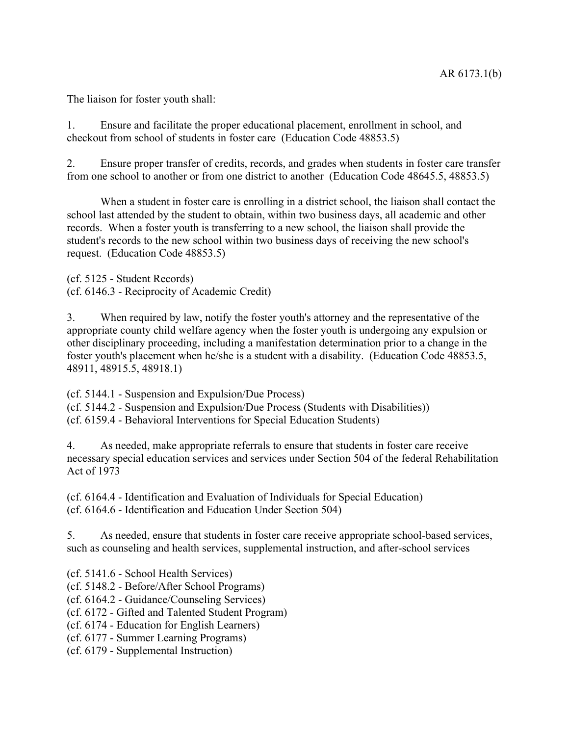The liaison for foster youth shall:

1. Ensure and facilitate the proper educational placement, enrollment in school, and checkout from school of students in foster care (Education Code 48853.5)

2. Ensure proper transfer of credits, records, and grades when students in foster care transfer from one school to another or from one district to another (Education Code 48645.5, 48853.5)

   When a student in foster care is enrolling in a district school, the liaison shall contact the school last attended by the student to obtain, within two business days, all academic and other records. When a foster youth is transferring to a new school, the liaison shall provide the student's records to the new school within two business days of receiving the new school's request. (Education Code 48853.5)

(cf. 5125 - Student Records)
(cf. 6146.3 - Reciprocity of Academic Credit)

3. When required by law, notify the foster youth's attorney and the representative of the appropriate county child welfare agency when the foster youth is undergoing any expulsion or other disciplinary proceeding, including a manifestation determination prior to a change in the foster youth's placement when he/she is a student with a disability. (Education Code 48853.5, 48911, 48915.5, 48918.1)

(cf. 5144.1 - Suspension and Expulsion/Due Process)
(cf. 5144.2 - Suspension and Expulsion/Due Process (Students with Disabilities))
(cf. 6159.4 - Behavioral Interventions for Special Education Students)

4. As needed, make appropriate referrals to ensure that students in foster care receive necessary special education services and services under Section 504 of the federal Rehabilitation Act of 1973

(cf. 6164.4 - Identification and Evaluation of Individuals for Special Education)
(cf. 6164.6 - Identification and Education Under Section 504)

5. As needed, ensure that students in foster care receive appropriate school-based services, such as counseling and health services, supplemental instruction, and after-school services

(cf. 5141.6 - School Health Services)
(cf. 5148.2 - Before/After School Programs)
(cf. 6164.2 - Guidance/Counseling Services)
(cf. 6172 - Gifted and Talented Student Program)
(cf. 6174 - Education for English Learners)
(cf. 6177 - Summer Learning Programs)
(cf. 6179 - Supplemental Instruction)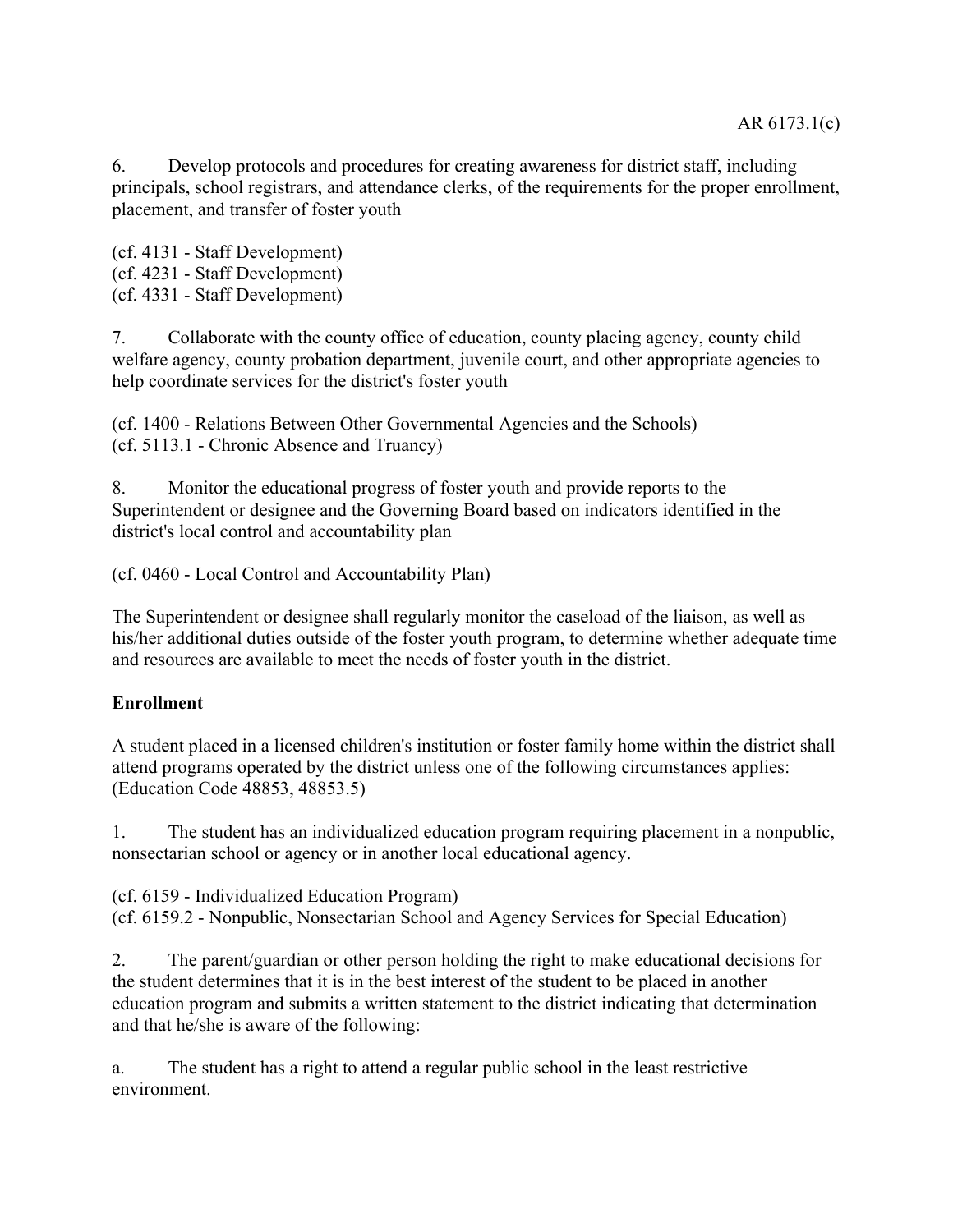6. Develop protocols and procedures for creating awareness for district staff, including principals, school registrars, and attendance clerks, of the requirements for the proper enrollment, placement, and transfer of foster youth

(cf. 4131 - Staff Development)
(cf. 4231 - Staff Development)
(cf. 4331 - Staff Development)

7. Collaborate with the county office of education, county placing agency, county child welfare agency, county probation department, juvenile court, and other appropriate agencies to help coordinate services for the district's foster youth

(cf. 1400 - Relations Between Other Governmental Agencies and the Schools)
(cf. 5113.1 - Chronic Absence and Truancy)

8. Monitor the educational progress of foster youth and provide reports to the Superintendent or designee and the Governing Board based on indicators identified in the district's local control and accountability plan

(cf. 0460 - Local Control and Accountability Plan)

The Superintendent or designee shall regularly monitor the caseload of the liaison, as well as his/her additional duties outside of the foster youth program, to determine whether adequate time and resources are available to meet the needs of foster youth in the district.

**Enrollment**

A student placed in a licensed children's institution or foster family home within the district shall attend programs operated by the district unless one of the following circumstances applies: (Education Code 48853, 48853.5)

1. The student has an individualized education program requiring placement in a nonpublic, nonsectarian school or agency or in another local educational agency.

(cf. 6159 - Individualized Education Program)
(cf. 6159.2 - Nonpublic, Nonsectarian School and Agency Services for Special Education)

2. The parent/guardian or other person holding the right to make educational decisions for the student determines that it is in the best interest of the student to be placed in another education program and submits a written statement to the district indicating that determination and that he/she is aware of the following:

a. The student has a right to attend a regular public school in the least restrictive environment.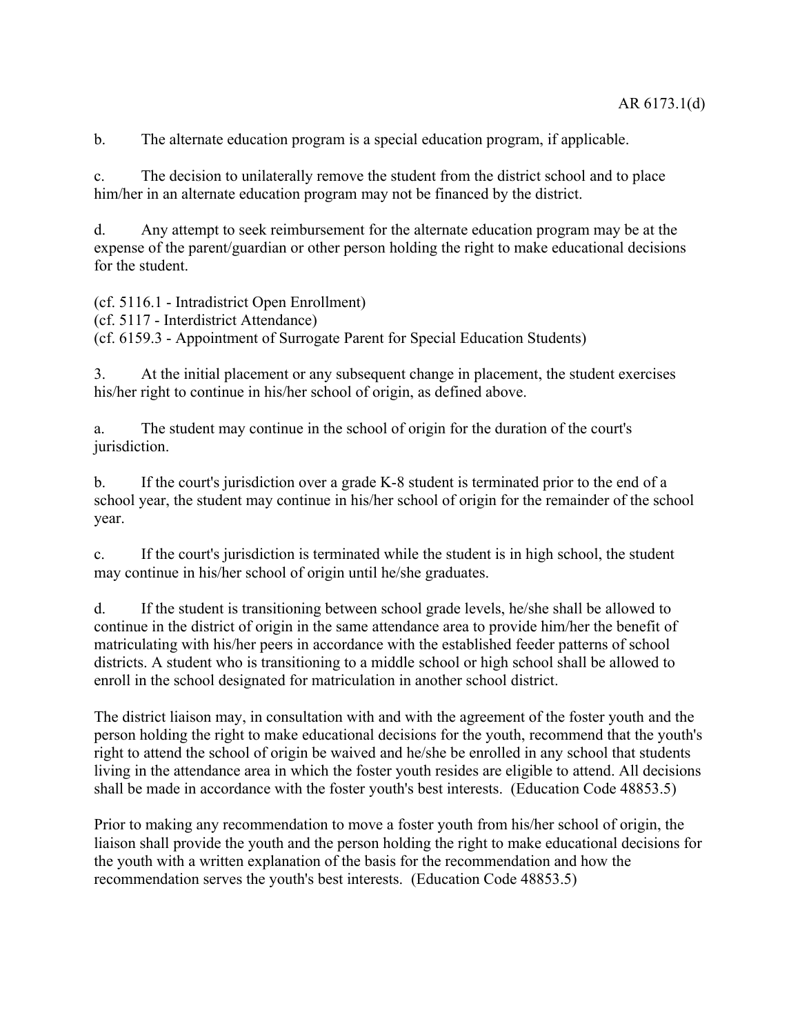b. The alternate education program is a special education program, if applicable.

c. The decision to unilaterally remove the student from the district school and to place him/her in an alternate education program may not be financed by the district.

d. Any attempt to seek reimbursement for the alternate education program may be at the expense of the parent/guardian or other person holding the right to make educational decisions for the student.

(cf. 5116.1 - Intradistrict Open Enrollment)
(cf. 5117 - Interdistrict Attendance)
(cf. 6159.3 - Appointment of Surrogate Parent for Special Education Students)

3. At the initial placement or any subsequent change in placement, the student exercises his/her right to continue in his/her school of origin, as defined above.

a. The student may continue in the school of origin for the duration of the court's jurisdiction.

b. If the court's jurisdiction over a grade K-8 student is terminated prior to the end of a school year, the student may continue in his/her school of origin for the remainder of the school year.

c. If the court's jurisdiction is terminated while the student is in high school, the student may continue in his/her school of origin until he/she graduates.

d. If the student is transitioning between school grade levels, he/she shall be allowed to continue in the district of origin in the same attendance area to provide him/her the benefit of matriculating with his/her peers in accordance with the established feeder patterns of school districts. A student who is transitioning to a middle school or high school shall be allowed to enroll in the school designated for matriculation in another school district.

The district liaison may, in consultation with and with the agreement of the foster youth and the person holding the right to make educational decisions for the youth, recommend that the youth's right to attend the school of origin be waived and he/she be enrolled in any school that students living in the attendance area in which the foster youth resides are eligible to attend. All decisions shall be made in accordance with the foster youth's best interests. (Education Code 48853.5)

Prior to making any recommendation to move a foster youth from his/her school of origin, the liaison shall provide the youth and the person holding the right to make educational decisions for the youth with a written explanation of the basis for the recommendation and how the recommendation serves the youth's best interests. (Education Code 48853.5)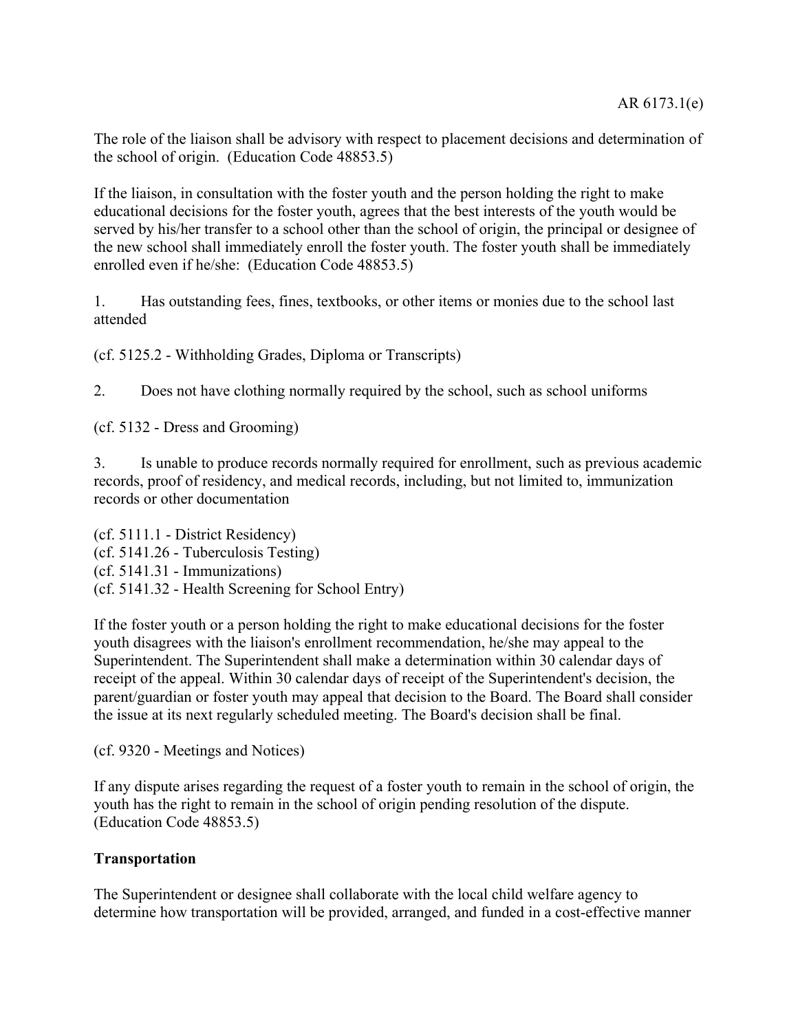The role of the liaison shall be advisory with respect to placement decisions and determination of the school of origin. (Education Code 48853.5)

If the liaison, in consultation with the foster youth and the person holding the right to make educational decisions for the foster youth, agrees that the best interests of the youth would be served by his/her transfer to a school other than the school of origin, the principal or designee of the new school shall immediately enroll the foster youth. The foster youth shall be immediately enrolled even if he/she: (Education Code 48853.5)

1. Has outstanding fees, fines, textbooks, or other items or monies due to the school last attended

(cf. 5125.2 - Withholding Grades, Diploma or Transcripts)

2. Does not have clothing normally required by the school, such as school uniforms

(cf. 5132 - Dress and Grooming)

3. Is unable to produce records normally required for enrollment, such as previous academic records, proof of residency, and medical records, including, but not limited to, immunization records or other documentation

(cf. 5111.1 - District Residency)
(cf. 5141.26 - Tuberculosis Testing)
(cf. 5141.31 - Immunizations)
(cf. 5141.32 - Health Screening for School Entry)

If the foster youth or a person holding the right to make educational decisions for the foster youth disagrees with the liaison's enrollment recommendation, he/she may appeal to the Superintendent. The Superintendent shall make a determination within 30 calendar days of receipt of the appeal. Within 30 calendar days of receipt of the Superintendent's decision, the parent/guardian or foster youth may appeal that decision to the Board. The Board shall consider the issue at its next regularly scheduled meeting. The Board's decision shall be final.

(cf. 9320 - Meetings and Notices)

If any dispute arises regarding the request of a foster youth to remain in the school of origin, the youth has the right to remain in the school of origin pending resolution of the dispute. (Education Code 48853.5)

**Transportation**

The Superintendent or designee shall collaborate with the local child welfare agency to determine how transportation will be provided, arranged, and funded in a cost-effective manner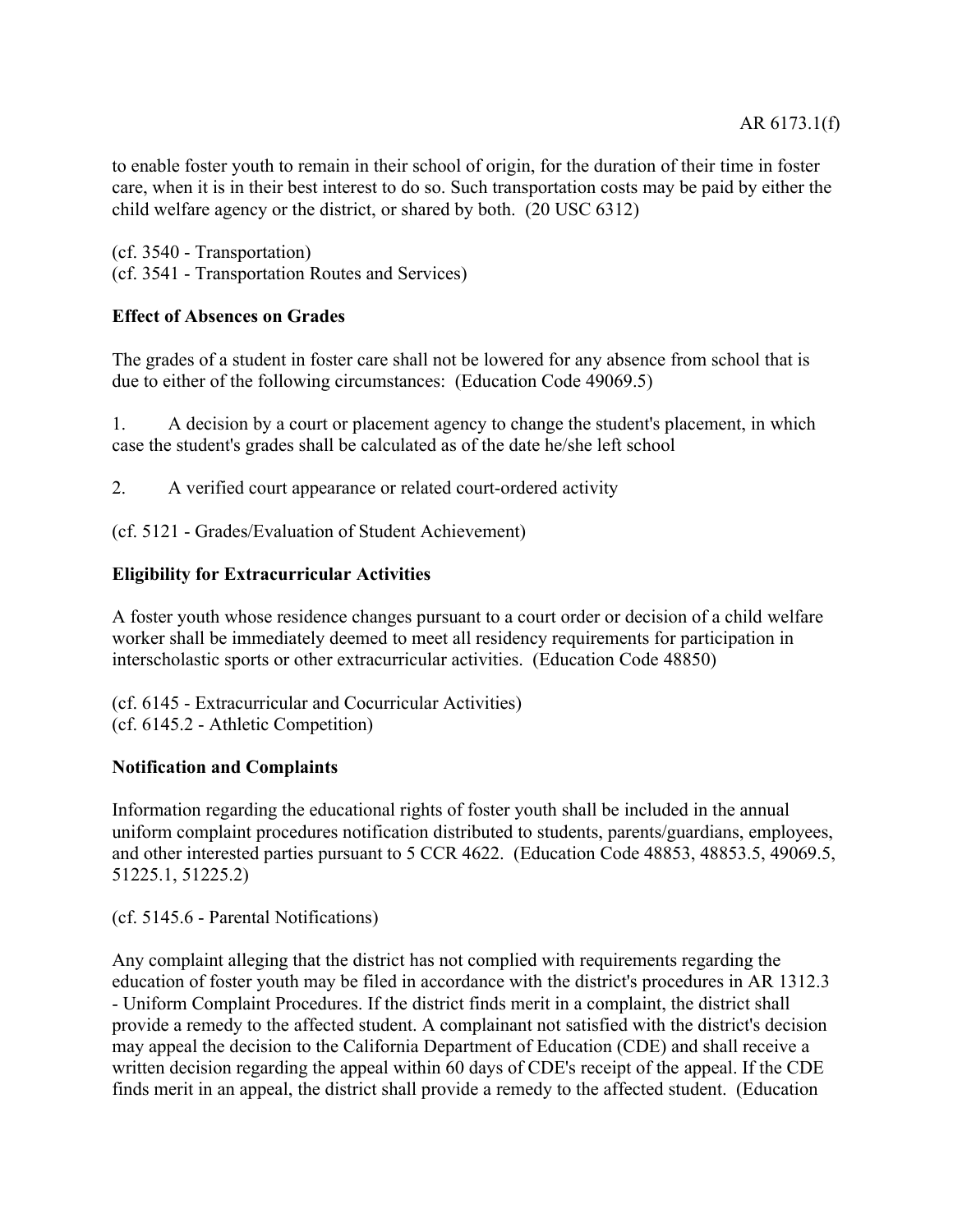to enable foster youth to remain in their school of origin, for the duration of their time in foster care, when it is in their best interest to do so. Such transportation costs may be paid by either the child welfare agency or the district, or shared by both. (20 USC 6312)

(cf. 3540 - Transportation)
(cf. 3541 - Transportation Routes and Services)

**Effect of Absences on Grades**

The grades of a student in foster care shall not be lowered for any absence from school that is due to either of the following circumstances: (Education Code 49069.5)

1. A decision by a court or placement agency to change the student's placement, in which case the student's grades shall be calculated as of the date he/she left school

2. A verified court appearance or related court-ordered activity

(cf. 5121 - Grades/Evaluation of Student Achievement)

**Eligibility for Extracurricular Activities**

A foster youth whose residence changes pursuant to a court order or decision of a child welfare worker shall be immediately deemed to meet all residency requirements for participation in interscholastic sports or other extracurricular activities. (Education Code 48850)

(cf. 6145 - Extracurricular and Cocurricular Activities)
(cf. 6145.2 - Athletic Competition)

**Notification and Complaints**

Information regarding the educational rights of foster youth shall be included in the annual uniform complaint procedures notification distributed to students, parents/guardians, employees, and other interested parties pursuant to 5 CCR 4622. (Education Code 48853, 48853.5, 49069.5, 51225.1, 51225.2)

(cf. 5145.6 - Parental Notifications)

Any complaint alleging that the district has not complied with requirements regarding the education of foster youth may be filed in accordance with the district's procedures in AR 1312.3 - Uniform Complaint Procedures. If the district finds merit in a complaint, the district shall provide a remedy to the affected student. A complainant not satisfied with the district's decision may appeal the decision to the California Department of Education (CDE) and shall receive a written decision regarding the appeal within 60 days of CDE's receipt of the appeal. If the CDE finds merit in an appeal, the district shall provide a remedy to the affected student. (Education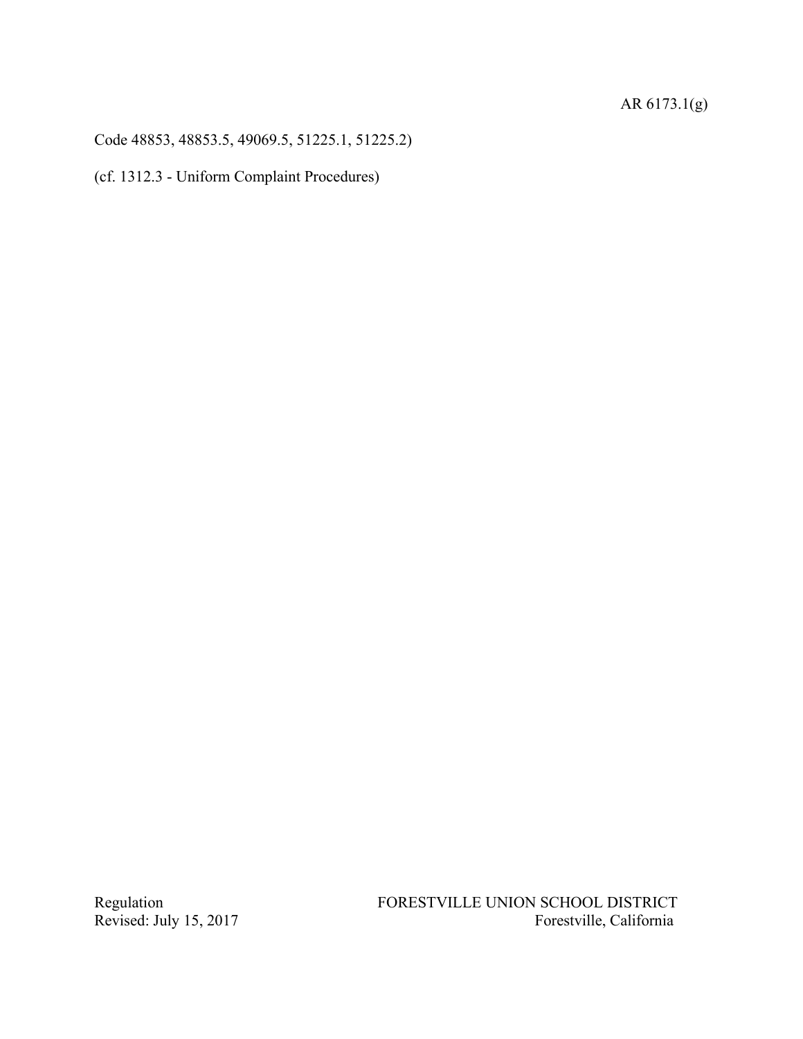Code 48853, 48853.5, 49069.5, 51225.1, 51225.2)

(cf. 1312.3 - Uniform Complaint Procedures)

Regulation
Revised: July 15, 2017

FORESTVILLE UNION SCHOOL DISTRICT
Forestville, California